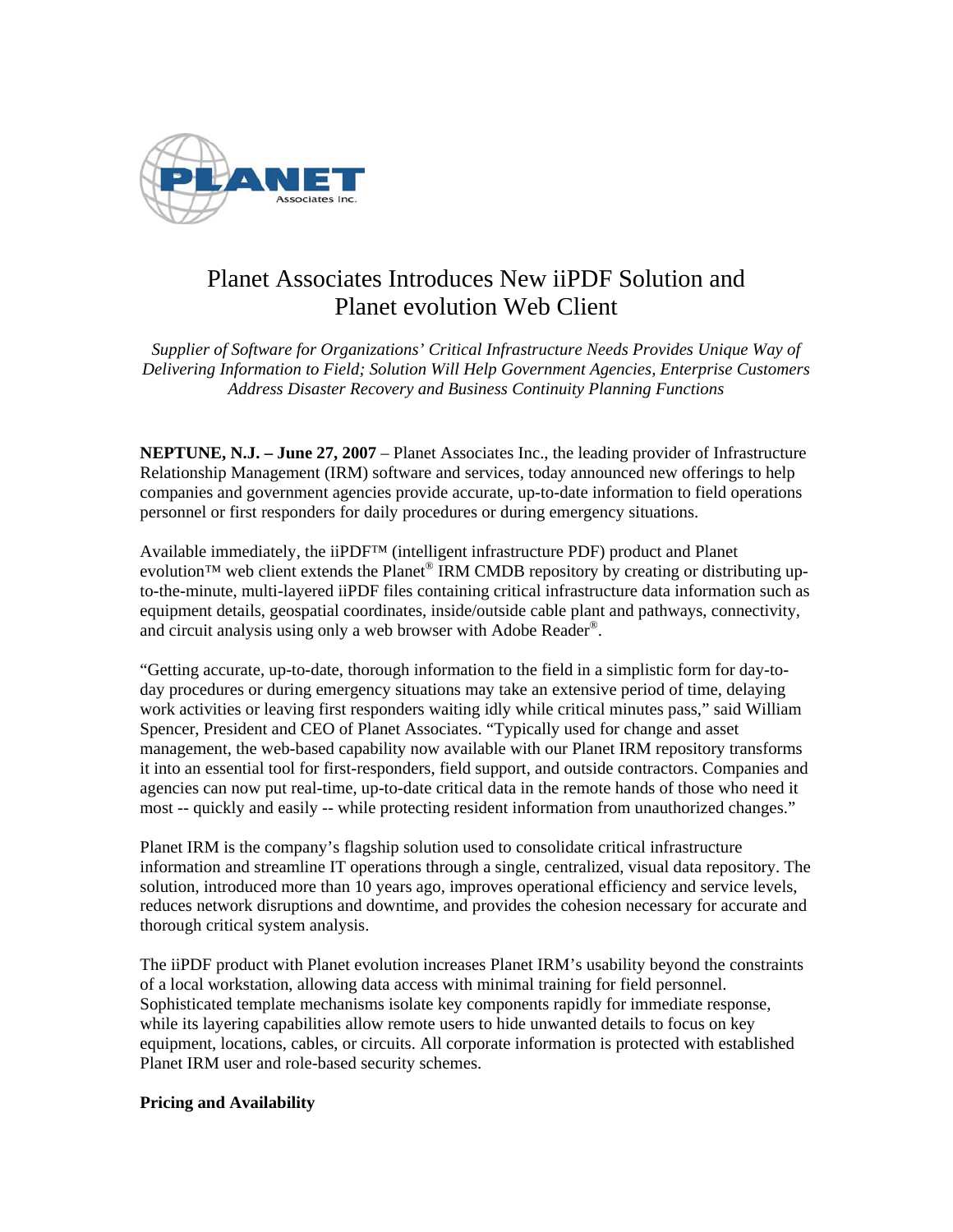# Planet Associates Introduces New iiPDF Solution and Planet evolution Web Client

*Supplier of Software for Organizations' Critical Infrastructure Needs Provides Unique Way of Delivering Information to Field; Solution Will Help Government Agencies, Enterprise Customers Address Disaster Recovery and Business Continuity Planning Functions*

**NEPTUNE, N.J. – June 27, 2007** – Planet Associates Inc., the leading provider of Infrastructure Relationship Management (IRM) software and services, today announced new offerings to help companies and government agencies provide accurate, up-to-date information to field operations personnel or first responders for daily procedures or during emergency situations.

Available immediately, the iiPDF™ (intelligent infrastructure PDF) product and Planet evolution™ web client extends the Planet® IRM CMDB repository by creating or distributing up-to-the-minute, multi-layered iiPDF files containing critical infrastructure data information such as equipment details, geospatial coordinates, inside/outside cable plant and pathways, connectivity, and circuit analysis using only a web browser with Adobe Reader®.

"Getting accurate, up-to-date, thorough information to the field in a simplistic form for day-to-day procedures or during emergency situations may take an extensive period of time, delaying work activities or leaving first responders waiting idly while critical minutes pass," said William Spencer, President and CEO of Planet Associates. "Typically used for change and asset management, the web-based capability now available with our Planet IRM repository transforms it into an essential tool for first-responders, field support, and outside contractors. Companies and agencies can now put real-time, up-to-date critical data in the remote hands of those who need it most -- quickly and easily -- while protecting resident information from unauthorized changes."

Planet IRM is the company's flagship solution used to consolidate critical infrastructure information and streamline IT operations through a single, centralized, visual data repository. The solution, introduced more than 10 years ago, improves operational efficiency and service levels, reduces network disruptions and downtime, and provides the cohesion necessary for accurate and thorough critical system analysis.

The iiPDF product with Planet evolution increases Planet IRM's usability beyond the constraints of a local workstation, allowing data access with minimal training for field personnel. Sophisticated template mechanisms isolate key components rapidly for immediate response, while its layering capabilities allow remote users to hide unwanted details to focus on key equipment, locations, cables, or circuits. All corporate information is protected with established Planet IRM user and role-based security schemes.

**Pricing and Availability**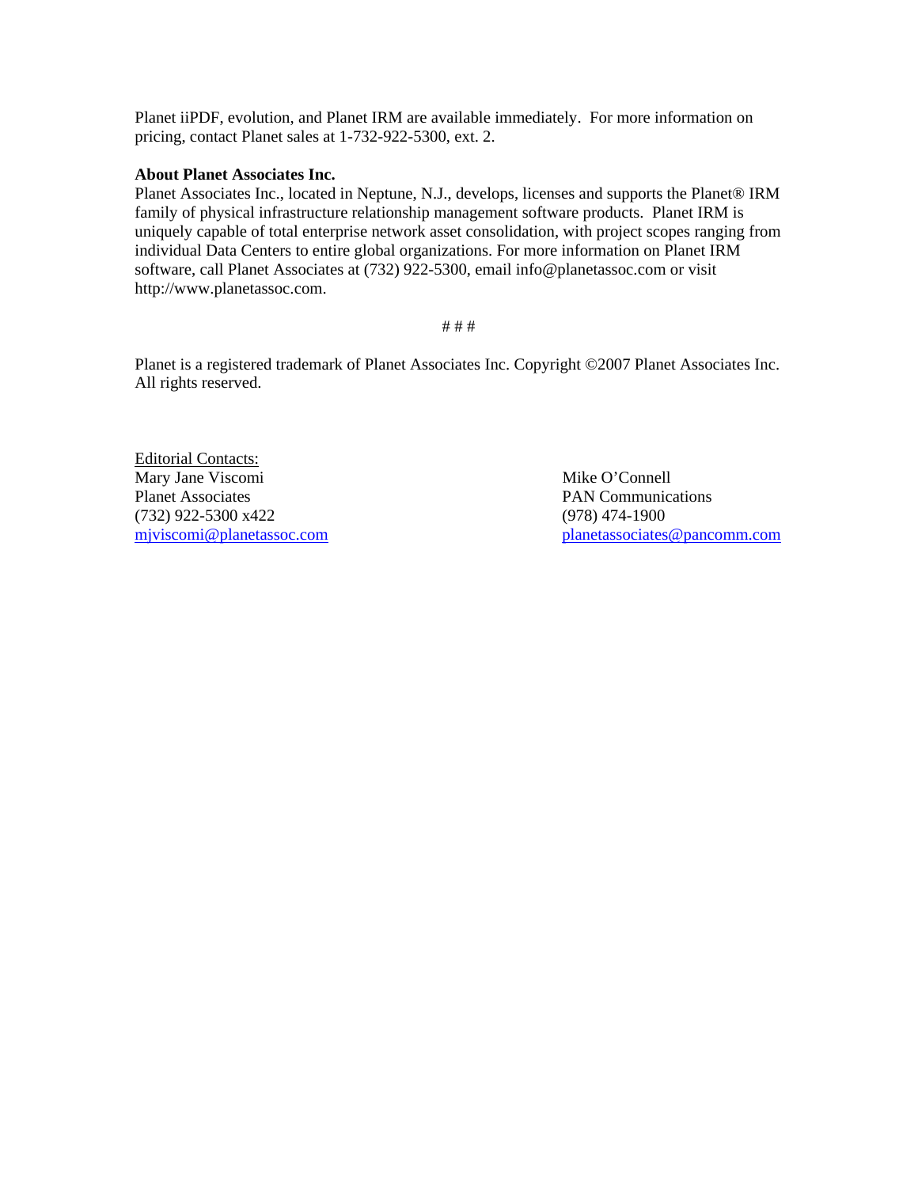Planet iiPDF, evolution, and Planet IRM are available immediately. For more information on pricing, contact Planet sales at 1-732-922-5300, ext. 2.

**About Planet Associates Inc.**

Planet Associates Inc., located in Neptune, N.J., develops, licenses and supports the Planet® IRM family of physical infrastructure relationship management software products. Planet IRM is uniquely capable of total enterprise network asset consolidation, with project scopes ranging from individual Data Centers to entire global organizations. For more information on Planet IRM software, call Planet Associates at (732) 922-5300, email info@planetassoc.com or visit http://www.planetassoc.com.

# # #

Planet is a registered trademark of Planet Associates Inc. Copyright ©2007 Planet Associates Inc. All rights reserved.

Editorial Contacts:

Mary Jane Viscomi
Planet Associates
(732) 922-5300 x422
mjviscomi@planetassoc.com

Mike O'Connell
PAN Communications
(978) 474-1900
planetassociates@pancomm.com